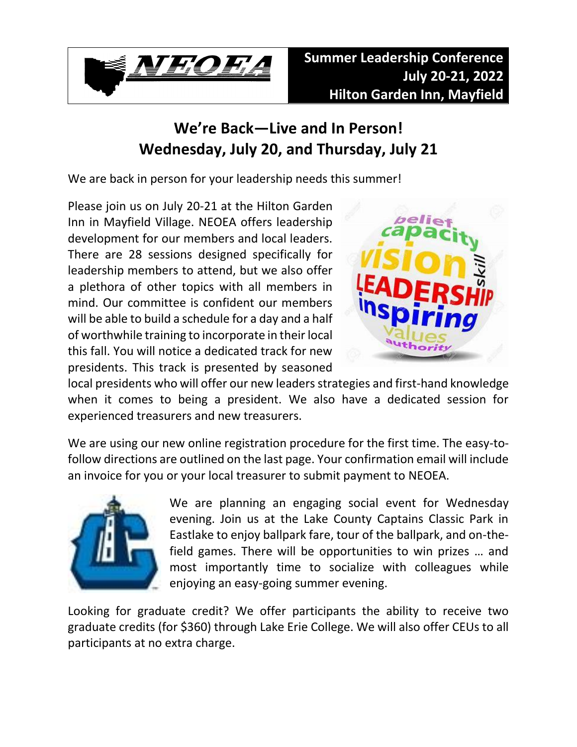**NEOEA**

**Summer Leadership Conference**
**July 20-21, 2022**
**Hilton Garden Inn, Mayfield**

# We're Back—Live and In Person!
# Wednesday, July 20, and Thursday, July 21

We are back in person for your leadership needs this summer!

Please join us on July 20-21 at the Hilton Garden Inn in Mayfield Village. NEOEA offers leadership development for our members and local leaders. There are 28 sessions designed specifically for leadership members to attend, but we also offer a plethora of other topics with all members in mind. Our committee is confident our members will be able to build a schedule for a day and a half of worthwhile training to incorporate in their local this fall. You will notice a dedicated track for new presidents. This track is presented by seasoned local presidents who will offer our new leaders strategies and first-hand knowledge when it comes to being a president. We also have a dedicated session for experienced treasurers and new treasurers.

We are using our new online registration procedure for the first time. The easy-to-follow directions are outlined on the last page. Your confirmation email will include an invoice for you or your local treasurer to submit payment to NEOEA.

We are planning an engaging social event for Wednesday evening. Join us at the Lake County Captains Classic Park in Eastlake to enjoy ballpark fare, tour of the ballpark, and on-the-field games. There will be opportunities to win prizes … and most importantly time to socialize with colleagues while enjoying an easy-going summer evening.

Looking for graduate credit? We offer participants the ability to receive two graduate credits (for $360) through Lake Erie College. We will also offer CEUs to all participants at no extra charge.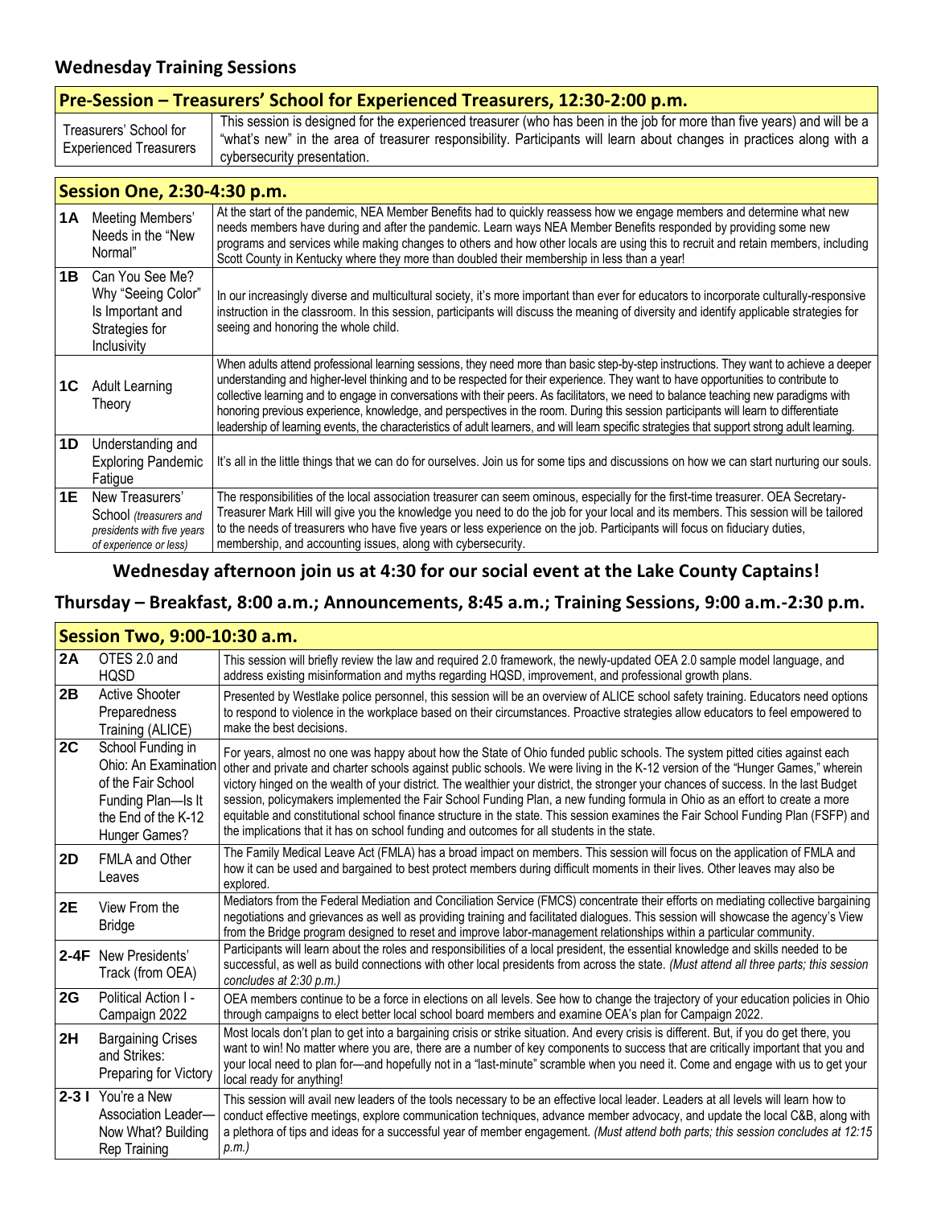## Wednesday Training Sessions

| Pre-Session – Treasurers' School for Experienced Treasurers, 12:30-2:00 p.m. | |
|---|---|
| Treasurers' School for Experienced Treasurers | This session is designed for the experienced treasurer (who has been in the job for more than five years) and will be a "what's new" in the area of treasurer responsibility. Participants will learn about changes in practices along with a cybersecurity presentation. |

| Session One, 2:30-4:30 p.m. | | |
|---|---|---|
| 1A | Meeting Members' Needs in the "New Normal" | At the start of the pandemic, NEA Member Benefits had to quickly reassess how we engage members and determine what new needs members have during and after the pandemic. Learn ways NEA Member Benefits responded by providing some new programs and services while making changes to others and how other locals are using this to recruit and retain members, including Scott County in Kentucky where they more than doubled their membership in less than a year! |
| 1B | Can You See Me? Why "Seeing Color" Is Important and Strategies for Inclusivity | In our increasingly diverse and multicultural society, it's more important than ever for educators to incorporate culturally-responsive instruction in the classroom. In this session, participants will discuss the meaning of diversity and identify applicable strategies for seeing and honoring the whole child. |
| 1C | Adult Learning Theory | When adults attend professional learning sessions, they need more than basic step-by-step instructions. They want to achieve a deeper understanding and higher-level thinking and to be respected for their experience. They want to have opportunities to contribute to collective learning and to engage in conversations with their peers. As facilitators, we need to balance teaching new paradigms with honoring previous experience, knowledge, and perspectives in the room. During this session participants will learn to differentiate leadership of learning events, the characteristics of adult learners, and will learn specific strategies that support strong adult learning. |
| 1D | Understanding and Exploring Pandemic Fatigue | It's all in the little things that we can do for ourselves. Join us for some tips and discussions on how we can start nurturing our souls. |
| 1E | New Treasurers' School *(treasurers and presidents with five years of experience or less)* | The responsibilities of the local association treasurer can seem ominous, especially for the first-time treasurer. OEA Secretary-Treasurer Mark Hill will give you the knowledge you need to do the job for your local and its members. This session will be tailored to the needs of treasurers who have five years or less experience on the job. Participants will focus on fiduciary duties, membership, and accounting issues, along with cybersecurity. |

**Wednesday afternoon join us at 4:30 for our social event at the Lake County Captains!**

## Thursday – Breakfast, 8:00 a.m.; Announcements, 8:45 a.m.; Training Sessions, 9:00 a.m.-2:30 p.m.

| Session Two, 9:00-10:30 a.m. | | |
|---|---|---|
| 2A | OTES 2.0 and HQSD | This session will briefly review the law and required 2.0 framework, the newly-updated OEA 2.0 sample model language, and address existing misinformation and myths regarding HQSD, improvement, and professional growth plans. |
| 2B | Active Shooter Preparedness Training (ALICE) | Presented by Westlake police personnel, this session will be an overview of ALICE school safety training. Educators need options to respond to violence in the workplace based on their circumstances. Proactive strategies allow educators to feel empowered to make the best decisions. |
| 2C | School Funding in Ohio: An Examination of the Fair School Funding Plan—Is It the End of the K-12 Hunger Games? | For years, almost no one was happy about how the State of Ohio funded public schools. The system pitted cities against each other and private and charter schools against public schools. We were living in the K-12 version of the "Hunger Games," wherein victory hinged on the wealth of your district. The wealthier your district, the stronger your chances of success. In the last Budget session, policymakers implemented the Fair School Funding Plan, a new funding formula in Ohio as an effort to create a more equitable and constitutional school finance structure in the state. This session examines the Fair School Funding Plan (FSFP) and the implications that it has on school funding and outcomes for all students in the state. |
| 2D | FMLA and Other Leaves | The Family Medical Leave Act (FMLA) has a broad impact on members. This session will focus on the application of FMLA and how it can be used and bargained to best protect members during difficult moments in their lives. Other leaves may also be explored. |
| 2E | View From the Bridge | Mediators from the Federal Mediation and Conciliation Service (FMCS) concentrate their efforts on mediating collective bargaining negotiations and grievances as well as providing training and facilitated dialogues. This session will showcase the agency's View from the Bridge program designed to reset and improve labor-management relationships within a particular community. |
| 2-4F | New Presidents' Track (from OEA) | Participants will learn about the roles and responsibilities of a local president, the essential knowledge and skills needed to be successful, as well as build connections with other local presidents from across the state. *(Must attend all three parts; this session concludes at 2:30 p.m.)* |
| 2G | Political Action I - Campaign 2022 | OEA members continue to be a force in elections on all levels. See how to change the trajectory of your education policies in Ohio through campaigns to elect better local school board members and examine OEA's plan for Campaign 2022. |
| 2H | Bargaining Crises and Strikes: Preparing for Victory | Most locals don't plan to get into a bargaining crisis or strike situation. And every crisis is different. But, if you do get there, you want to win! No matter where you are, there are a number of key components to success that are critically important that you and your local need to plan for—and hopefully not in a "last-minute" scramble when you need it. Come and engage with us to get your local ready for anything! |
| 2-3 I | You're a New Association Leader—Now What? Building Rep Training | This session will avail new leaders of the tools necessary to be an effective local leader. Leaders at all levels will learn how to conduct effective meetings, explore communication techniques, advance member advocacy, and update the local C&B, along with a plethora of tips and ideas for a successful year of member engagement. *(Must attend both parts; this session concludes at 12:15 p.m.)* |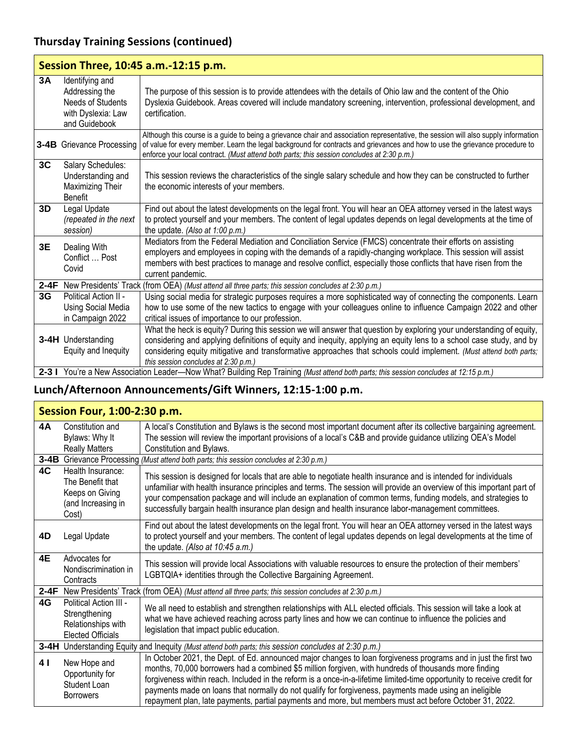## Thursday Training Sessions (continued)

| Session Three, 10:45 a.m.-12:15 p.m. | | |
|---|---|---|
| **3A** | Identifying and Addressing the Needs of Students with Dyslexia: Law and Guidebook | The purpose of this session is to provide attendees with the details of Ohio law and the content of the Ohio Dyslexia Guidebook. Areas covered will include mandatory screening, intervention, professional development, and certification. |
| **3-4B** | Grievance Processing | Although this course is a guide to being a grievance chair and association representative, the session will also supply information of value for every member. Learn the legal background for contracts and grievances and how to use the grievance procedure to enforce your local contract. *(Must attend both parts; this session concludes at 2:30 p.m.)* |
| **3C** | Salary Schedules: Understanding and Maximizing Their Benefit | This session reviews the characteristics of the single salary schedule and how they can be constructed to further the economic interests of your members. |
| **3D** | Legal Update *(repeated in the next session)* | Find out about the latest developments on the legal front. You will hear an OEA attorney versed in the latest ways to protect yourself and your members. The content of legal updates depends on legal developments at the time of the update. *(Also at 1:00 p.m.)* |
| **3E** | Dealing With Conflict … Post Covid | Mediators from the Federal Mediation and Conciliation Service (FMCS) concentrate their efforts on assisting employers and employees in coping with the demands of a rapidly-changing workplace. This session will assist members with best practices to manage and resolve conflict, especially those conflicts that have risen from the current pandemic. |
| **2-4F** | New Presidents' Track (from OEA) *(Must attend all three parts; this session concludes at 2:30 p.m.)* | |
| **3G** | Political Action II - Using Social Media in Campaign 2022 | Using social media for strategic purposes requires a more sophisticated way of connecting the components. Learn how to use some of the new tactics to engage with your colleagues online to influence Campaign 2022 and other critical issues of importance to our profession. |
| **3-4H** | Understanding Equity and Inequity | What the heck is equity? During this session we will answer that question by exploring your understanding of equity, considering and applying definitions of equity and inequity, applying an equity lens to a school case study, and by considering equity mitigative and transformative approaches that schools could implement. *(Must attend both parts; this session concludes at 2:30 p.m.)* |
| **2-3 I** | You're a New Association Leader—Now What? Building Rep Training *(Must attend both parts; this session concludes at 12:15 p.m.)* | |

## Lunch/Afternoon Announcements/Gift Winners, 12:15-1:00 p.m.

| Session Four, 1:00-2:30 p.m. | | |
|---|---|---|
| **4A** | Constitution and Bylaws: Why It Really Matters | A local's Constitution and Bylaws is the second most important document after its collective bargaining agreement. The session will review the important provisions of a local's C&B and provide guidance utilizing OEA's Model Constitution and Bylaws. |
| **3-4B** | Grievance Processing *(Must attend both parts; this session concludes at 2:30 p.m.)* | |
| **4C** | Health Insurance: The Benefit that Keeps on Giving (and Increasing in Cost) | This session is designed for locals that are able to negotiate health insurance and is intended for individuals unfamiliar with health insurance principles and terms. The session will provide an overview of this important part of your compensation package and will include an explanation of common terms, funding models, and strategies to successfully bargain health insurance plan design and health insurance labor-management committees. |
| **4D** | Legal Update | Find out about the latest developments on the legal front. You will hear an OEA attorney versed in the latest ways to protect yourself and your members. The content of legal updates depends on legal developments at the time of the update. *(Also at 10:45 a.m.)* |
| **4E** | Advocates for Nondiscrimination in Contracts | This session will provide local Associations with valuable resources to ensure the protection of their members' LGBTQIA+ identities through the Collective Bargaining Agreement. |
| **2-4F** | New Presidents' Track (from OEA) *(Must attend all three parts; this session concludes at 2:30 p.m.)* | |
| **4G** | Political Action III - Strengthening Relationships with Elected Officials | We all need to establish and strengthen relationships with ALL elected officials. This session will take a look at what we have achieved reaching across party lines and how we can continue to influence the policies and legislation that impact public education. |
| **3-4H** | Understanding Equity and Inequity *(Must attend both parts; this session concludes at 2:30 p.m.)* | |
| **4 I** | New Hope and Opportunity for Student Loan Borrowers | In October 2021, the Dept. of Ed. announced major changes to loan forgiveness programs and in just the first two months, 70,000 borrowers had a combined $5 million forgiven, with hundreds of thousands more finding forgiveness within reach. Included in the reform is a once-in-a-lifetime limited-time opportunity to receive credit for payments made on loans that normally do not qualify for forgiveness, payments made using an ineligible repayment plan, late payments, partial payments and more, but members must act before October 31, 2022. |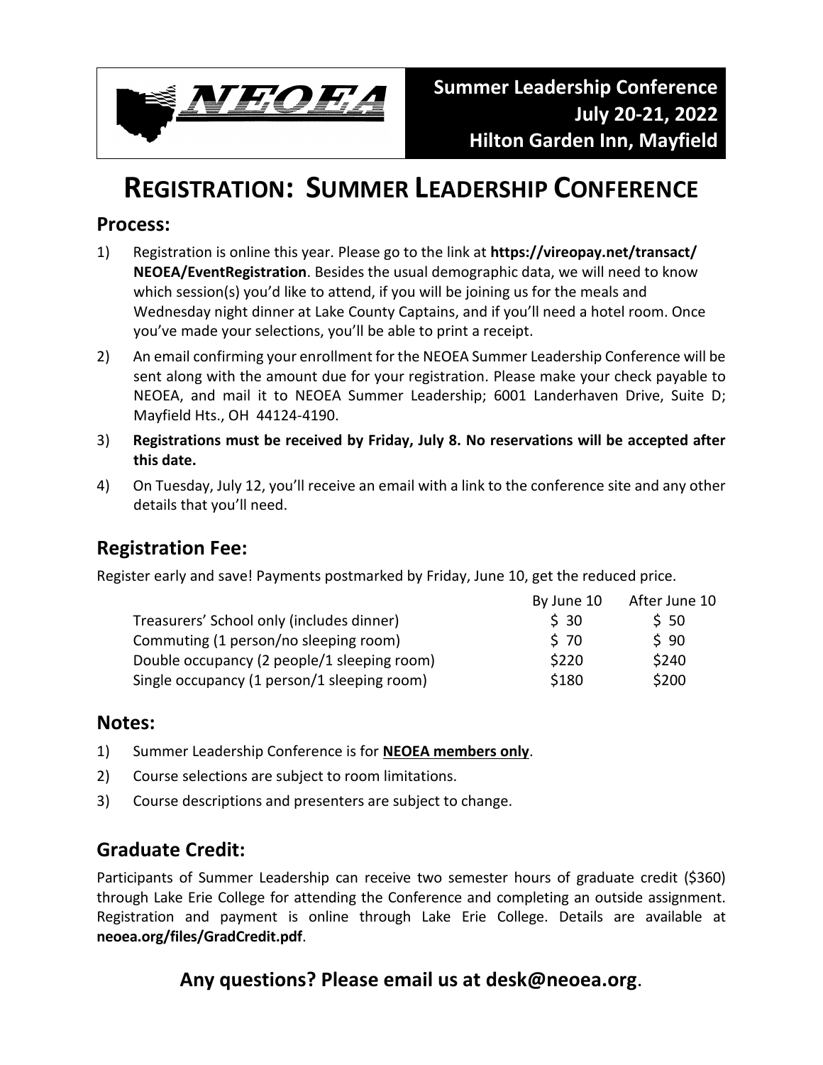NEOEA

**Summer Leadership Conference**
**July 20-21, 2022**
**Hilton Garden Inn, Mayfield**

# REGISTRATION: SUMMER LEADERSHIP CONFERENCE

## Process:

1) Registration is online this year. Please go to the link at **https://vireopay.net/transact/NEOEA/EventRegistration**. Besides the usual demographic data, we will need to know which session(s) you'd like to attend, if you will be joining us for the meals and Wednesday night dinner at Lake County Captains, and if you'll need a hotel room. Once you've made your selections, you'll be able to print a receipt.
2) An email confirming your enrollment for the NEOEA Summer Leadership Conference will be sent along with the amount due for your registration. Please make your check payable to NEOEA, and mail it to NEOEA Summer Leadership; 6001 Landerhaven Drive, Suite D; Mayfield Hts., OH 44124-4190.
3) **Registrations must be received by Friday, July 8. No reservations will be accepted after this date.**
4) On Tuesday, July 12, you'll receive an email with a link to the conference site and any other details that you'll need.

## Registration Fee:

Register early and save! Payments postmarked by Friday, June 10, get the reduced price.

| | By June 10 | After June 10 |
|---|---|---|
| Treasurers' School only (includes dinner) | $ 30 | $ 50 |
| Commuting (1 person/no sleeping room) | $ 70 | $ 90 |
| Double occupancy (2 people/1 sleeping room) | $220 | $240 |
| Single occupancy (1 person/1 sleeping room) | $180 | $200 |

## Notes:

1) Summer Leadership Conference is for **NEOEA members only**.
2) Course selections are subject to room limitations.
3) Course descriptions and presenters are subject to change.

## Graduate Credit:

Participants of Summer Leadership can receive two semester hours of graduate credit ($360) through Lake Erie College for attending the Conference and completing an outside assignment. Registration and payment is online through Lake Erie College. Details are available at **neoea.org/files/GradCredit.pdf**.

### Any questions? Please email us at desk@neoea.org.